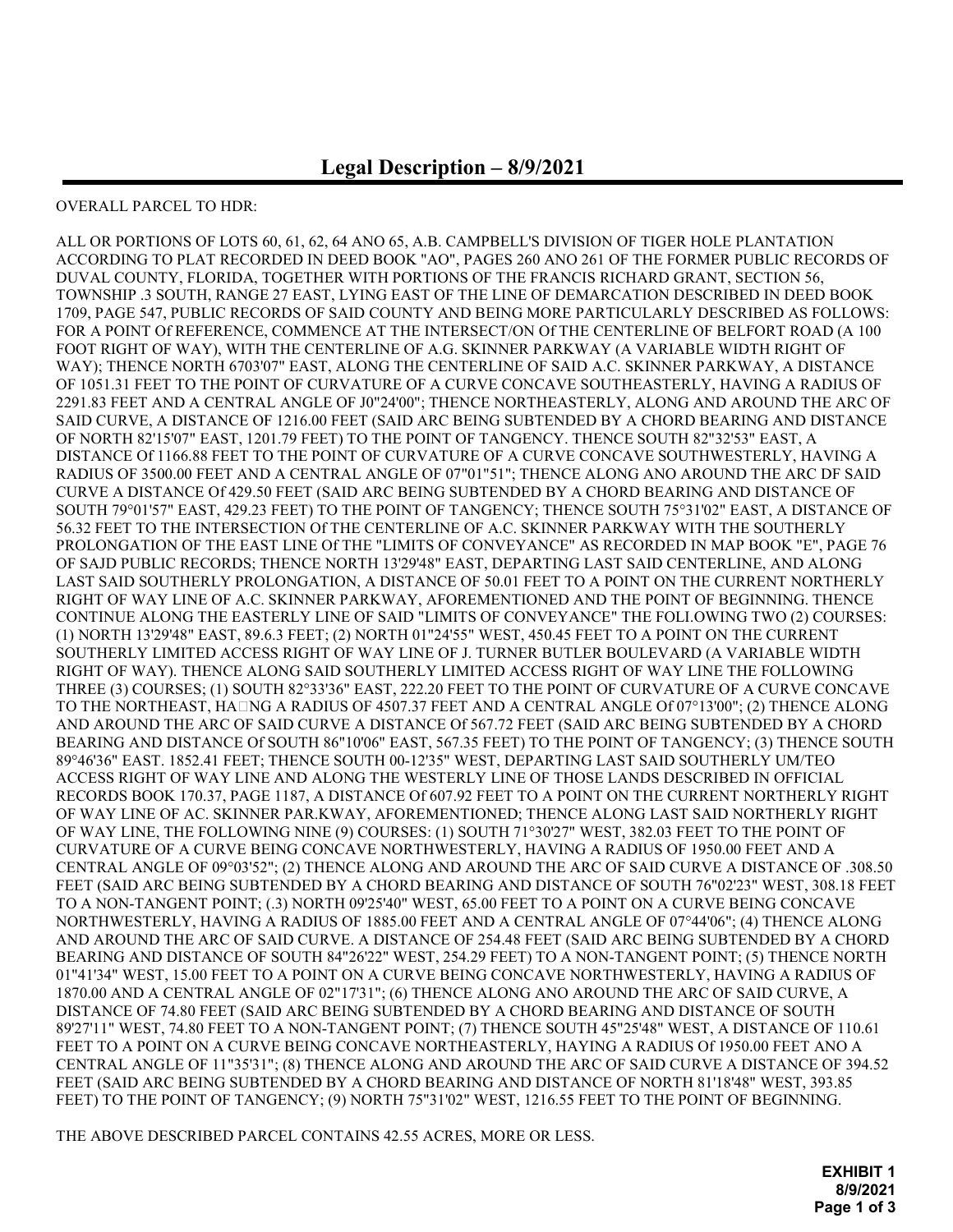# Legal Description – 8/9/2021

OVERALL PARCEL TO HDR:

ALL OR PORTIONS OF LOTS 60, 61, 62, 64 ANO 65, A.B. CAMPBELL'S DIVISION OF TIGER HOLE PLANTATION ACCORDING TO PLAT RECORDED IN DEED BOOK "AO", PAGES 260 ANO 261 OF THE FORMER PUBLIC RECORDS OF DUVAL COUNTY, FLORIDA, TOGETHER WITH PORTIONS OF THE FRANCIS RICHARD GRANT, SECTION 56, TOWNSHIP .3 SOUTH, RANGE 27 EAST, LYING EAST OF THE LINE OF DEMARCATION DESCRIBED IN DEED BOOK 1709, PAGE 547, PUBLIC RECORDS OF SAID COUNTY AND BEING MORE PARTICULARLY DESCRIBED AS FOLLOWS: FOR A POINT Of REFERENCE, COMMENCE AT THE INTERSECT/ON Of THE CENTERLINE OF BELFORT ROAD (A 100 FOOT RIGHT OF WAY), WITH THE CENTERLINE OF A.G. SKINNER PARKWAY (A VARIABLE WIDTH RIGHT OF WAY); THENCE NORTH 6703'07" EAST, ALONG THE CENTERLINE OF SAID A.C. SKINNER PARKWAY, A DISTANCE OF 1051.31 FEET TO THE POINT OF CURVATURE OF A CURVE CONCAVE SOUTHEASTERLY, HAVING A RADIUS OF 2291.83 FEET AND A CENTRAL ANGLE OF J0"24'00"; THENCE NORTHEASTERLY, ALONG AND AROUND THE ARC OF SAID CURVE, A DISTANCE OF 1216.00 FEET (SAID ARC BEING SUBTENDED BY A CHORD BEARING AND DISTANCE OF NORTH 82'15'07" EAST, 1201.79 FEET) TO THE POINT OF TANGENCY. THENCE SOUTH 82"32'53" EAST, A DISTANCE Of 1166.88 FEET TO THE POINT OF CURVATURE OF A CURVE CONCAVE SOUTHWESTERLY, HAVING A RADIUS OF 3500.00 FEET AND A CENTRAL ANGLE OF 07"01"51"; THENCE ALONG ANO AROUND THE ARC DF SAID CURVE A DISTANCE Of 429.50 FEET (SAID ARC BEING SUBTENDED BY A CHORD BEARING AND DISTANCE OF SOUTH 79°01'57" EAST, 429.23 FEET) TO THE POINT OF TANGENCY; THENCE SOUTH 75°31'02" EAST, A DISTANCE OF 56.32 FEET TO THE INTERSECTION Of THE CENTERLINE OF A.C. SKINNER PARKWAY WITH THE SOUTHERLY PROLONGATION OF THE EAST LINE Of THE "LIMITS OF CONVEYANCE" AS RECORDED IN MAP BOOK "E", PAGE 76 OF SAJD PUBLIC RECORDS; THENCE NORTH 13'29'48" EAST, DEPARTING LAST SAID CENTERLINE, AND ALONG LAST SAID SOUTHERLY PROLONGATION, A DISTANCE OF 50.01 FEET TO A POINT ON THE CURRENT NORTHERLY RIGHT OF WAY LINE OF A.C. SKINNER PARKWAY, AFOREMENTIONED AND THE POINT OF BEGINNING. THENCE CONTINUE ALONG THE EASTERLY LINE OF SAID "LIMITS OF CONVEYANCE" THE FOLI.OWING TWO (2) COURSES: (1) NORTH 13'29'48" EAST, 89.6.3 FEET; (2) NORTH 01"24'55" WEST, 450.45 FEET TO A POINT ON THE CURRENT SOUTHERLY LIMITED ACCESS RIGHT OF WAY LINE OF J. TURNER BUTLER BOULEVARD (A VARIABLE WIDTH RIGHT OF WAY). THENCE ALONG SAID SOUTHERLY LIMITED ACCESS RIGHT OF WAY LINE THE FOLLOWING THREE (3) COURSES; (1) SOUTH 82°33'36" EAST, 222.20 FEET TO THE POINT OF CURVATURE OF A CURVE CONCAVE TO THE NORTHEAST, HA□NG A RADIUS OF 4507.37 FEET AND A CENTRAL ANGLE Of 07°13'00"; (2) THENCE ALONG AND AROUND THE ARC OF SAID CURVE A DISTANCE Of 567.72 FEET (SAID ARC BEING SUBTENDED BY A CHORD BEARING AND DISTANCE Of SOUTH 86"10'06" EAST, 567.35 FEET) TO THE POINT OF TANGENCY; (3) THENCE SOUTH 89°46'36" EAST. 1852.41 FEET; THENCE SOUTH 00-12'35" WEST, DEPARTING LAST SAID SOUTHERLY UM/TEO ACCESS RIGHT OF WAY LINE AND ALONG THE WESTERLY LINE OF THOSE LANDS DESCRIBED IN OFFICIAL RECORDS BOOK 170.37, PAGE 1187, A DISTANCE Of 607.92 FEET TO A POINT ON THE CURRENT NORTHERLY RIGHT OF WAY LINE OF AC. SKINNER PAR.KWAY, AFOREMENTIONED; THENCE ALONG LAST SAID NORTHERLY RIGHT OF WAY LINE, THE FOLLOWING NINE (9) COURSES: (1) SOUTH 71°30'27" WEST, 382.03 FEET TO THE POINT OF CURVATURE OF A CURVE BEING CONCAVE NORTHWESTERLY, HAVING A RADIUS OF 1950.00 FEET AND A CENTRAL ANGLE OF 09°03'52"; (2) THENCE ALONG AND AROUND THE ARC OF SAID CURVE A DISTANCE OF .308.50 FEET (SAID ARC BEING SUBTENDED BY A CHORD BEARING AND DISTANCE OF SOUTH 76"02'23" WEST, 308.18 FEET TO A NON-TANGENT POINT; (.3) NORTH 09'25'40" WEST, 65.00 FEET TO A POINT ON A CURVE BEING CONCAVE NORTHWESTERLY, HAVING A RADIUS OF 1885.00 FEET AND A CENTRAL ANGLE OF 07°44'06"; (4) THENCE ALONG AND AROUND THE ARC OF SAID CURVE. A DISTANCE OF 254.48 FEET (SAID ARC BEING SUBTENDED BY A CHORD BEARING AND DISTANCE OF SOUTH 84"26'22" WEST, 254.29 FEET) TO A NON-TANGENT POINT; (5) THENCE NORTH 01"41'34" WEST, 15.00 FEET TO A POINT ON A CURVE BEING CONCAVE NORTHWESTERLY, HAVING A RADIUS OF 1870.00 AND A CENTRAL ANGLE OF 02"17'31"; (6) THENCE ALONG ANO AROUND THE ARC OF SAID CURVE, A DISTANCE OF 74.80 FEET (SAID ARC BEING SUBTENDED BY A CHORD BEARING AND DISTANCE OF SOUTH 89'27'11" WEST, 74.80 FEET TO A NON-TANGENT POINT; (7) THENCE SOUTH 45"25'48" WEST, A DISTANCE OF 110.61 FEET TO A POINT ON A CURVE BEING CONCAVE NORTHEASTERLY, HAYING A RADIUS Of 1950.00 FEET ANO A CENTRAL ANGLE OF 11"35'31"; (8) THENCE ALONG AND AROUND THE ARC OF SAID CURVE A DISTANCE OF 394.52 FEET (SAID ARC BEING SUBTENDED BY A CHORD BEARING AND DISTANCE OF NORTH 81'18'48" WEST, 393.85 FEET) TO THE POINT OF TANGENCY; (9) NORTH 75"31'02" WEST, 1216.55 FEET TO THE POINT OF BEGINNING.

THE ABOVE DESCRIBED PARCEL CONTAINS 42.55 ACRES, MORE OR LESS.

**EXHIBIT 1**
**8/9/2021**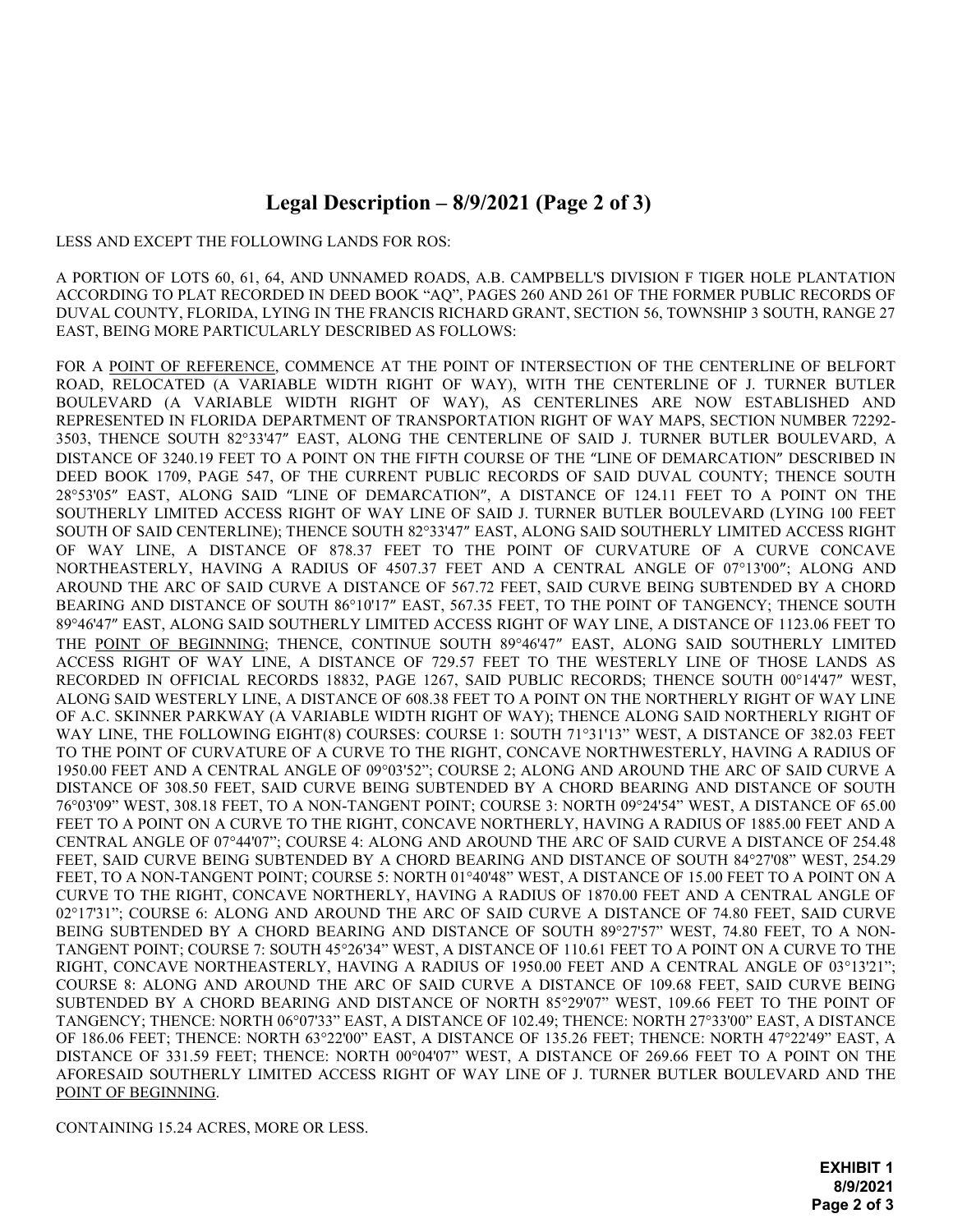# Legal Description – 8/9/2021 (Page 2 of 3)

LESS AND EXCEPT THE FOLLOWING LANDS FOR ROS:

A PORTION OF LOTS 60, 61, 64, AND UNNAMED ROADS, A.B. CAMPBELL'S DIVISION F TIGER HOLE PLANTATION ACCORDING TO PLAT RECORDED IN DEED BOOK "AQ", PAGES 260 AND 261 OF THE FORMER PUBLIC RECORDS OF DUVAL COUNTY, FLORIDA, LYING IN THE FRANCIS RICHARD GRANT, SECTION 56, TOWNSHIP 3 SOUTH, RANGE 27 EAST, BEING MORE PARTICULARLY DESCRIBED AS FOLLOWS:

FOR A POINT OF REFERENCE, COMMENCE AT THE POINT OF INTERSECTION OF THE CENTERLINE OF BELFORT ROAD, RELOCATED (A VARIABLE WIDTH RIGHT OF WAY), WITH THE CENTERLINE OF J. TURNER BUTLER BOULEVARD (A VARIABLE WIDTH RIGHT OF WAY), AS CENTERLINES ARE NOW ESTABLISHED AND REPRESENTED IN FLORIDA DEPARTMENT OF TRANSPORTATION RIGHT OF WAY MAPS, SECTION NUMBER 72292-3503, THENCE SOUTH 82°33'47" EAST, ALONG THE CENTERLINE OF SAID J. TURNER BUTLER BOULEVARD, A DISTANCE OF 3240.19 FEET TO A POINT ON THE FIFTH COURSE OF THE "LINE OF DEMARCATION" DESCRIBED IN DEED BOOK 1709, PAGE 547, OF THE CURRENT PUBLIC RECORDS OF SAID DUVAL COUNTY; THENCE SOUTH 28°53'05" EAST, ALONG SAID "LINE OF DEMARCATION", A DISTANCE OF 124.11 FEET TO A POINT ON THE SOUTHERLY LIMITED ACCESS RIGHT OF WAY LINE OF SAID J. TURNER BUTLER BOULEVARD (LYING 100 FEET SOUTH OF SAID CENTERLINE); THENCE SOUTH 82°33'47" EAST, ALONG SAID SOUTHERLY LIMITED ACCESS RIGHT OF WAY LINE, A DISTANCE OF 878.37 FEET TO THE POINT OF CURVATURE OF A CURVE CONCAVE NORTHEASTERLY, HAVING A RADIUS OF 4507.37 FEET AND A CENTRAL ANGLE OF 07°13'00"; ALONG AND AROUND THE ARC OF SAID CURVE A DISTANCE OF 567.72 FEET, SAID CURVE BEING SUBTENDED BY A CHORD BEARING AND DISTANCE OF SOUTH 86°10'17" EAST, 567.35 FEET, TO THE POINT OF TANGENCY; THENCE SOUTH 89°46'47" EAST, ALONG SAID SOUTHERLY LIMITED ACCESS RIGHT OF WAY LINE, A DISTANCE OF 1123.06 FEET TO THE POINT OF BEGINNING; THENCE, CONTINUE SOUTH 89°46'47" EAST, ALONG SAID SOUTHERLY LIMITED ACCESS RIGHT OF WAY LINE, A DISTANCE OF 729.57 FEET TO THE WESTERLY LINE OF THOSE LANDS AS RECORDED IN OFFICIAL RECORDS 18832, PAGE 1267, SAID PUBLIC RECORDS; THENCE SOUTH 00°14'47" WEST, ALONG SAID WESTERLY LINE, A DISTANCE OF 608.38 FEET TO A POINT ON THE NORTHERLY RIGHT OF WAY LINE OF A.C. SKINNER PARKWAY (A VARIABLE WIDTH RIGHT OF WAY); THENCE ALONG SAID NORTHERLY RIGHT OF WAY LINE, THE FOLLOWING EIGHT(8) COURSES: COURSE 1: SOUTH 71°31'13" WEST, A DISTANCE OF 382.03 FEET TO THE POINT OF CURVATURE OF A CURVE TO THE RIGHT, CONCAVE NORTHWESTERLY, HAVING A RADIUS OF 1950.00 FEET AND A CENTRAL ANGLE OF 09°03'52"; COURSE 2; ALONG AND AROUND THE ARC OF SAID CURVE A DISTANCE OF 308.50 FEET, SAID CURVE BEING SUBTENDED BY A CHORD BEARING AND DISTANCE OF SOUTH 76°03'09" WEST, 308.18 FEET, TO A NON-TANGENT POINT; COURSE 3: NORTH 09°24'54" WEST, A DISTANCE OF 65.00 FEET TO A POINT ON A CURVE TO THE RIGHT, CONCAVE NORTHERLY, HAVING A RADIUS OF 1885.00 FEET AND A CENTRAL ANGLE OF 07°44'07"; COURSE 4: ALONG AND AROUND THE ARC OF SAID CURVE A DISTANCE OF 254.48 FEET, SAID CURVE BEING SUBTENDED BY A CHORD BEARING AND DISTANCE OF SOUTH 84°27'08" WEST, 254.29 FEET, TO A NON-TANGENT POINT; COURSE 5: NORTH 01°40'48" WEST, A DISTANCE OF 15.00 FEET TO A POINT ON A CURVE TO THE RIGHT, CONCAVE NORTHERLY, HAVING A RADIUS OF 1870.00 FEET AND A CENTRAL ANGLE OF 02°17'31"; COURSE 6: ALONG AND AROUND THE ARC OF SAID CURVE A DISTANCE OF 74.80 FEET, SAID CURVE BEING SUBTENDED BY A CHORD BEARING AND DISTANCE OF SOUTH 89°27'57" WEST, 74.80 FEET, TO A NON-TANGENT POINT; COURSE 7: SOUTH 45°26'34" WEST, A DISTANCE OF 110.61 FEET TO A POINT ON A CURVE TO THE RIGHT, CONCAVE NORTHEASTERLY, HAVING A RADIUS OF 1950.00 FEET AND A CENTRAL ANGLE OF 03°13'21"; COURSE 8: ALONG AND AROUND THE ARC OF SAID CURVE A DISTANCE OF 109.68 FEET, SAID CURVE BEING SUBTENDED BY A CHORD BEARING AND DISTANCE OF NORTH 85°29'07" WEST, 109.66 FEET TO THE POINT OF TANGENCY; THENCE: NORTH 06°07'33" EAST, A DISTANCE OF 102.49; THENCE: NORTH 27°33'00" EAST, A DISTANCE OF 186.06 FEET; THENCE: NORTH 63°22'00" EAST, A DISTANCE OF 135.26 FEET; THENCE: NORTH 47°22'49" EAST, A DISTANCE OF 331.59 FEET; THENCE: NORTH 00°04'07" WEST, A DISTANCE OF 269.66 FEET TO A POINT ON THE AFORESAID SOUTHERLY LIMITED ACCESS RIGHT OF WAY LINE OF J. TURNER BUTLER BOULEVARD AND THE POINT OF BEGINNING.

CONTAINING 15.24 ACRES, MORE OR LESS.

**EXHIBIT 1**
**8/9/2021**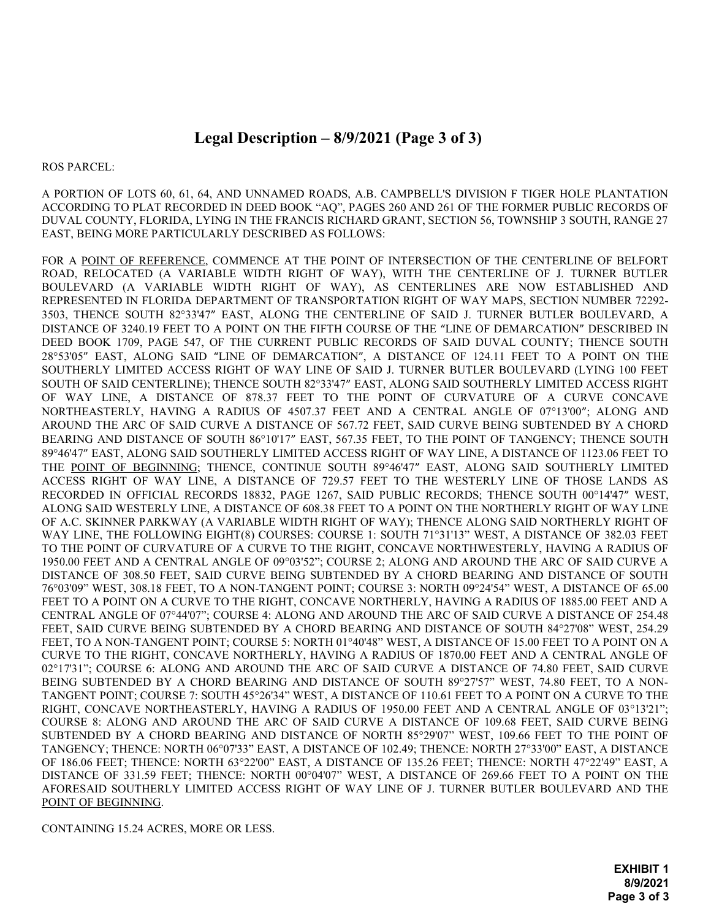# Legal Description – 8/9/2021 (Page 3 of 3)

ROS PARCEL:

A PORTION OF LOTS 60, 61, 64, AND UNNAMED ROADS, A.B. CAMPBELL'S DIVISION F TIGER HOLE PLANTATION ACCORDING TO PLAT RECORDED IN DEED BOOK "AQ", PAGES 260 AND 261 OF THE FORMER PUBLIC RECORDS OF DUVAL COUNTY, FLORIDA, LYING IN THE FRANCIS RICHARD GRANT, SECTION 56, TOWNSHIP 3 SOUTH, RANGE 27 EAST, BEING MORE PARTICULARLY DESCRIBED AS FOLLOWS:

FOR A POINT OF REFERENCE, COMMENCE AT THE POINT OF INTERSECTION OF THE CENTERLINE OF BELFORT ROAD, RELOCATED (A VARIABLE WIDTH RIGHT OF WAY), WITH THE CENTERLINE OF J. TURNER BUTLER BOULEVARD (A VARIABLE WIDTH RIGHT OF WAY), AS CENTERLINES ARE NOW ESTABLISHED AND REPRESENTED IN FLORIDA DEPARTMENT OF TRANSPORTATION RIGHT OF WAY MAPS, SECTION NUMBER 72292-3503, THENCE SOUTH 82°33'47″ EAST, ALONG THE CENTERLINE OF SAID J. TURNER BUTLER BOULEVARD, A DISTANCE OF 3240.19 FEET TO A POINT ON THE FIFTH COURSE OF THE "LINE OF DEMARCATION" DESCRIBED IN DEED BOOK 1709, PAGE 547, OF THE CURRENT PUBLIC RECORDS OF SAID DUVAL COUNTY; THENCE SOUTH 28°53'05″ EAST, ALONG SAID "LINE OF DEMARCATION", A DISTANCE OF 124.11 FEET TO A POINT ON THE SOUTHERLY LIMITED ACCESS RIGHT OF WAY LINE OF SAID J. TURNER BUTLER BOULEVARD (LYING 100 FEET SOUTH OF SAID CENTERLINE); THENCE SOUTH 82°33'47″ EAST, ALONG SAID SOUTHERLY LIMITED ACCESS RIGHT OF WAY LINE, A DISTANCE OF 878.37 FEET TO THE POINT OF CURVATURE OF A CURVE CONCAVE NORTHEASTERLY, HAVING A RADIUS OF 4507.37 FEET AND A CENTRAL ANGLE OF 07°13'00″; ALONG AND AROUND THE ARC OF SAID CURVE A DISTANCE OF 567.72 FEET, SAID CURVE BEING SUBTENDED BY A CHORD BEARING AND DISTANCE OF SOUTH 86°10'17″ EAST, 567.35 FEET, TO THE POINT OF TANGENCY; THENCE SOUTH 89°46'47″ EAST, ALONG SAID SOUTHERLY LIMITED ACCESS RIGHT OF WAY LINE, A DISTANCE OF 1123.06 FEET TO THE POINT OF BEGINNING; THENCE, CONTINUE SOUTH 89°46'47″ EAST, ALONG SAID SOUTHERLY LIMITED ACCESS RIGHT OF WAY LINE, A DISTANCE OF 729.57 FEET TO THE WESTERLY LINE OF THOSE LANDS AS RECORDED IN OFFICIAL RECORDS 18832, PAGE 1267, SAID PUBLIC RECORDS; THENCE SOUTH 00°14'47″ WEST, ALONG SAID WESTERLY LINE, A DISTANCE OF 608.38 FEET TO A POINT ON THE NORTHERLY RIGHT OF WAY LINE OF A.C. SKINNER PARKWAY (A VARIABLE WIDTH RIGHT OF WAY); THENCE ALONG SAID NORTHERLY RIGHT OF WAY LINE, THE FOLLOWING EIGHT(8) COURSES: COURSE 1: SOUTH 71°31'13" WEST, A DISTANCE OF 382.03 FEET TO THE POINT OF CURVATURE OF A CURVE TO THE RIGHT, CONCAVE NORTHWESTERLY, HAVING A RADIUS OF 1950.00 FEET AND A CENTRAL ANGLE OF 09°03'52"; COURSE 2; ALONG AND AROUND THE ARC OF SAID CURVE A DISTANCE OF 308.50 FEET, SAID CURVE BEING SUBTENDED BY A CHORD BEARING AND DISTANCE OF SOUTH 76°03'09" WEST, 308.18 FEET, TO A NON-TANGENT POINT; COURSE 3: NORTH 09°24'54" WEST, A DISTANCE OF 65.00 FEET TO A POINT ON A CURVE TO THE RIGHT, CONCAVE NORTHERLY, HAVING A RADIUS OF 1885.00 FEET AND A CENTRAL ANGLE OF 07°44'07"; COURSE 4: ALONG AND AROUND THE ARC OF SAID CURVE A DISTANCE OF 254.48 FEET, SAID CURVE BEING SUBTENDED BY A CHORD BEARING AND DISTANCE OF SOUTH 84°27'08" WEST, 254.29 FEET, TO A NON-TANGENT POINT; COURSE 5: NORTH 01°40'48" WEST, A DISTANCE OF 15.00 FEET TO A POINT ON A CURVE TO THE RIGHT, CONCAVE NORTHERLY, HAVING A RADIUS OF 1870.00 FEET AND A CENTRAL ANGLE OF 02°17'31"; COURSE 6: ALONG AND AROUND THE ARC OF SAID CURVE A DISTANCE OF 74.80 FEET, SAID CURVE BEING SUBTENDED BY A CHORD BEARING AND DISTANCE OF SOUTH 89°27'57" WEST, 74.80 FEET, TO A NON-TANGENT POINT; COURSE 7: SOUTH 45°26'34" WEST, A DISTANCE OF 110.61 FEET TO A POINT ON A CURVE TO THE RIGHT, CONCAVE NORTHEASTERLY, HAVING A RADIUS OF 1950.00 FEET AND A CENTRAL ANGLE OF 03°13'21"; COURSE 8: ALONG AND AROUND THE ARC OF SAID CURVE A DISTANCE OF 109.68 FEET, SAID CURVE BEING SUBTENDED BY A CHORD BEARING AND DISTANCE OF NORTH 85°29'07" WEST, 109.66 FEET TO THE POINT OF TANGENCY; THENCE: NORTH 06°07'33" EAST, A DISTANCE OF 102.49; THENCE: NORTH 27°33'00" EAST, A DISTANCE OF 186.06 FEET; THENCE: NORTH 63°22'00" EAST, A DISTANCE OF 135.26 FEET; THENCE: NORTH 47°22'49" EAST, A DISTANCE OF 331.59 FEET; THENCE: NORTH 00°04'07" WEST, A DISTANCE OF 269.66 FEET TO A POINT ON THE AFORESAID SOUTHERLY LIMITED ACCESS RIGHT OF WAY LINE OF J. TURNER BUTLER BOULEVARD AND THE POINT OF BEGINNING.

CONTAINING 15.24 ACRES, MORE OR LESS.

**EXHIBIT 1**
**8/9/2021**